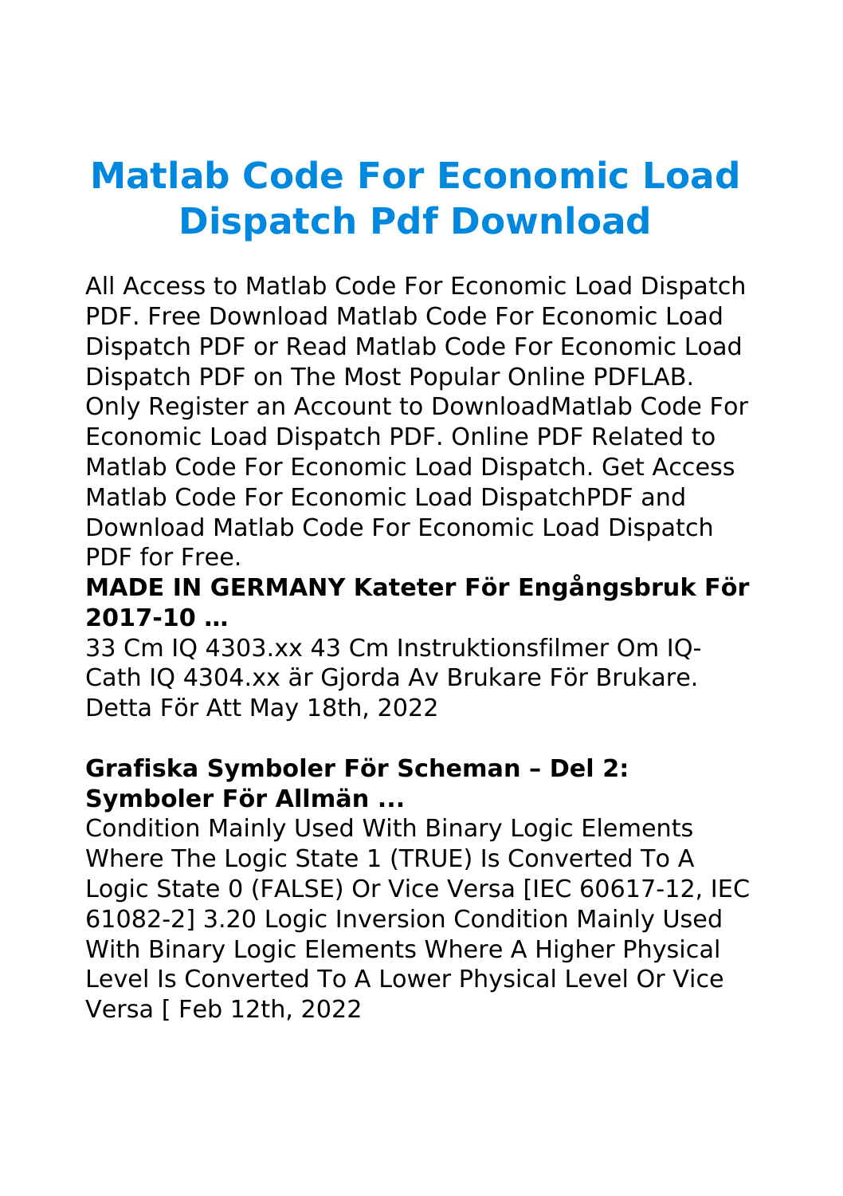# Matlab Code For Economic Load Dispatch Pdf Download

All Access to Matlab Code For Economic Load Dispatch PDF. Free Download Matlab Code For Economic Load Dispatch PDF or Read Matlab Code For Economic Load Dispatch PDF on The Most Popular Online PDFLAB. Only Register an Account to DownloadMatlab Code For Economic Load Dispatch PDF. Online PDF Related to Matlab Code For Economic Load Dispatch. Get Access Matlab Code For Economic Load DispatchPDF and Download Matlab Code For Economic Load Dispatch PDF for Free.

### MADE IN GERMANY Kateter För Engångsbruk För 2017-10 …

33 Cm IQ 4303.xx 43 Cm Instruktionsfilmer Om IQ-Cath IQ 4304.xx är Gjorda Av Brukare För Brukare. Detta För Att May 18th, 2022

### Grafiska Symboler För Scheman – Del 2: Symboler För Allmän ...

Condition Mainly Used With Binary Logic Elements Where The Logic State 1 (TRUE) Is Converted To A Logic State 0 (FALSE) Or Vice Versa [IEC 60617-12, IEC 61082-2] 3.20 Logic Inversion Condition Mainly Used With Binary Logic Elements Where A Higher Physical Level Is Converted To A Lower Physical Level Or Vice Versa [ Feb 12th, 2022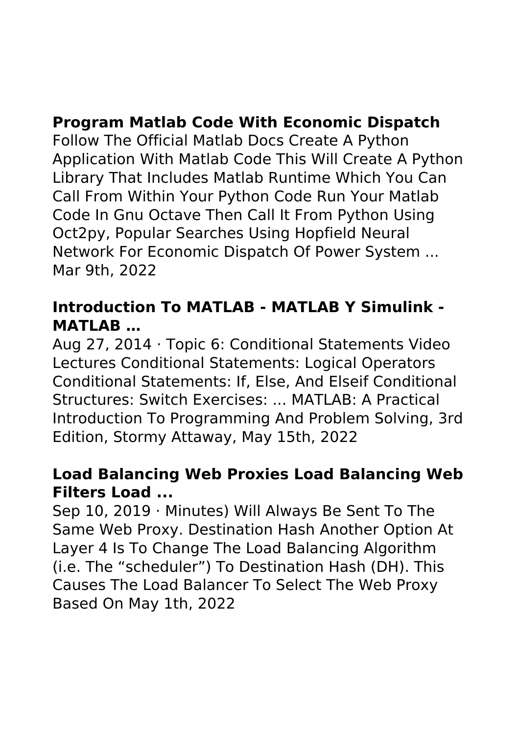## Program Matlab Code With Economic Dispatch

Follow The Official Matlab Docs Create A Python Application With Matlab Code This Will Create A Python Library That Includes Matlab Runtime Which You Can Call From Within Your Python Code Run Your Matlab Code In Gnu Octave Then Call It From Python Using Oct2py, Popular Searches Using Hopfield Neural Network For Economic Dispatch Of Power System ... Mar 9th, 2022

## Introduction To MATLAB - MATLAB Y Simulink - MATLAB …

Aug 27, 2014 · Topic 6: Conditional Statements Video Lectures Conditional Statements: Logical Operators Conditional Statements: If, Else, And Elseif Conditional Structures: Switch Exercises: ... MATLAB: A Practical Introduction To Programming And Problem Solving, 3rd Edition, Stormy Attaway, May 15th, 2022

## Load Balancing Web Proxies Load Balancing Web Filters Load ...

Sep 10, 2019 · Minutes) Will Always Be Sent To The Same Web Proxy. Destination Hash Another Option At Layer 4 Is To Change The Load Balancing Algorithm (i.e. The “scheduler”) To Destination Hash (DH). This Causes The Load Balancer To Select The Web Proxy Based On May 1th, 2022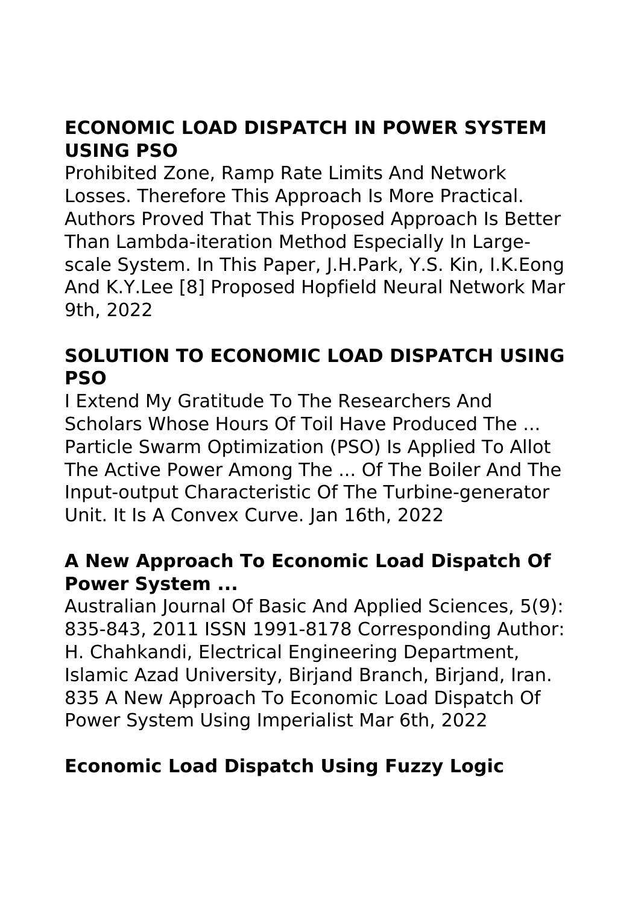## ECONOMIC LOAD DISPATCH IN POWER SYSTEM USING PSO

Prohibited Zone, Ramp Rate Limits And Network Losses. Therefore This Approach Is More Practical. Authors Proved That This Proposed Approach Is Better Than Lambda-iteration Method Especially In Large-scale System. In This Paper, J.H.Park, Y.S. Kin, I.K.Eong And K.Y.Lee [8] Proposed Hopfield Neural Network Mar 9th, 2022

## SOLUTION TO ECONOMIC LOAD DISPATCH USING PSO

I Extend My Gratitude To The Researchers And Scholars Whose Hours Of Toil Have Produced The ... Particle Swarm Optimization (PSO) Is Applied To Allot The Active Power Among The ... Of The Boiler And The Input-output Characteristic Of The Turbine-generator Unit. It Is A Convex Curve. Jan 16th, 2022

## A New Approach To Economic Load Dispatch Of Power System ...

Australian Journal Of Basic And Applied Sciences, 5(9): 835-843, 2011 ISSN 1991-8178 Corresponding Author: H. Chahkandi, Electrical Engineering Department, Islamic Azad University, Birjand Branch, Birjand, Iran. 835 A New Approach To Economic Load Dispatch Of Power System Using Imperialist Mar 6th, 2022

## Economic Load Dispatch Using Fuzzy Logic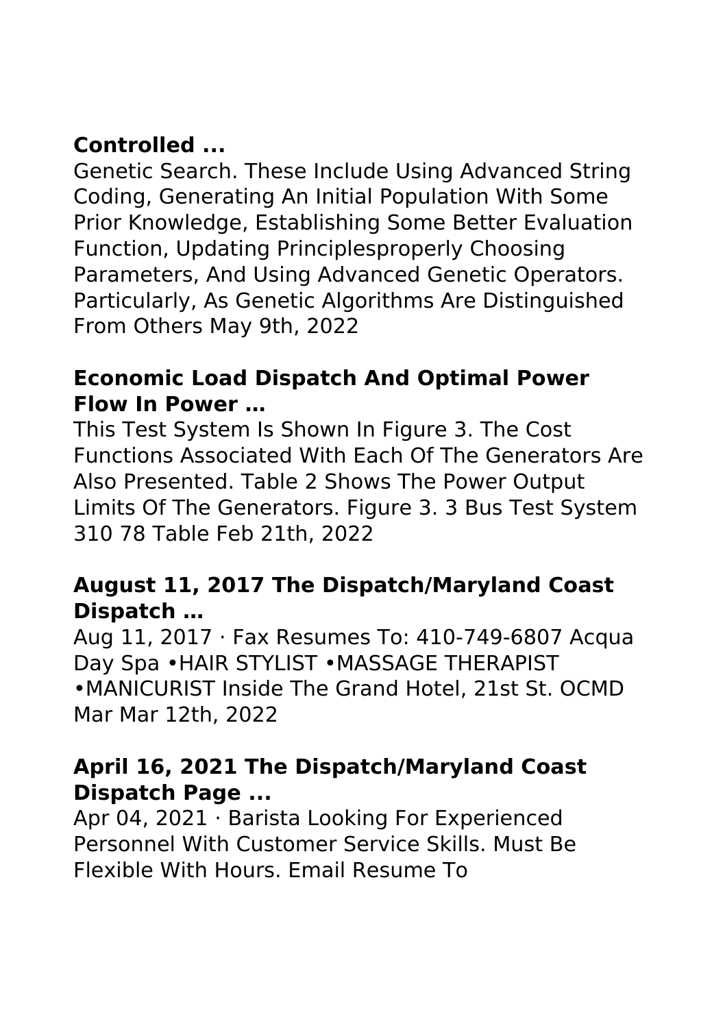**Controlled ...**

Genetic Search. These Include Using Advanced String Coding, Generating An Initial Population With Some Prior Knowledge, Establishing Some Better Evaluation Function, Updating Principlesproperly Choosing Parameters, And Using Advanced Genetic Operators. Particularly, As Genetic Algorithms Are Distinguished From Others May 9th, 2022

**Economic Load Dispatch And Optimal Power Flow In Power …**

This Test System Is Shown In Figure 3. The Cost Functions Associated With Each Of The Generators Are Also Presented. Table 2 Shows The Power Output Limits Of The Generators. Figure 3. 3 Bus Test System 310 78 Table Feb 21th, 2022

**August 11, 2017 The Dispatch/Maryland Coast Dispatch …**

Aug 11, 2017 · Fax Resumes To: 410-749-6807 Acqua Day Spa •HAIR STYLIST •MASSAGE THERAPIST •MANICURIST Inside The Grand Hotel, 21st St. OCMD Mar Mar 12th, 2022

**April 16, 2021 The Dispatch/Maryland Coast Dispatch Page ...**

Apr 04, 2021 · Barista Looking For Experienced Personnel With Customer Service Skills. Must Be Flexible With Hours. Email Resume To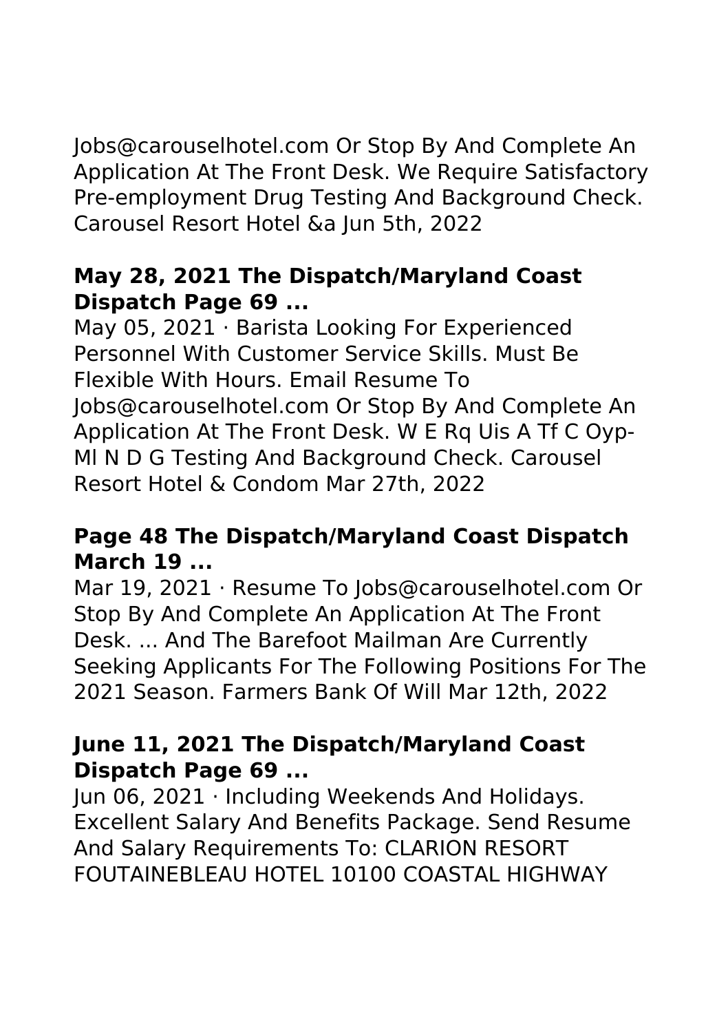Jobs@carouselhotel.com Or Stop By And Complete An Application At The Front Desk. We Require Satisfactory Pre-employment Drug Testing And Background Check. Carousel Resort Hotel &a Jun 5th, 2022

### May 28, 2021 The Dispatch/Maryland Coast Dispatch Page 69 ...

May 05, 2021 · Barista Looking For Experienced Personnel With Customer Service Skills. Must Be Flexible With Hours. Email Resume To Jobs@carouselhotel.com Or Stop By And Complete An Application At The Front Desk. W E Rq Uis A Tf C Oyp-Ml N D G Testing And Background Check. Carousel Resort Hotel & Condom Mar 27th, 2022

### Page 48 The Dispatch/Maryland Coast Dispatch March 19 ...

Mar 19, 2021 · Resume To Jobs@carouselhotel.com Or Stop By And Complete An Application At The Front Desk. ... And The Barefoot Mailman Are Currently Seeking Applicants For The Following Positions For The 2021 Season. Farmers Bank Of Will Mar 12th, 2022

### June 11, 2021 The Dispatch/Maryland Coast Dispatch Page 69 ...

Jun 06, 2021 · Including Weekends And Holidays. Excellent Salary And Benefits Package. Send Resume And Salary Requirements To: CLARION RESORT FOUTAINEBLEAU HOTEL 10100 COASTAL HIGHWAY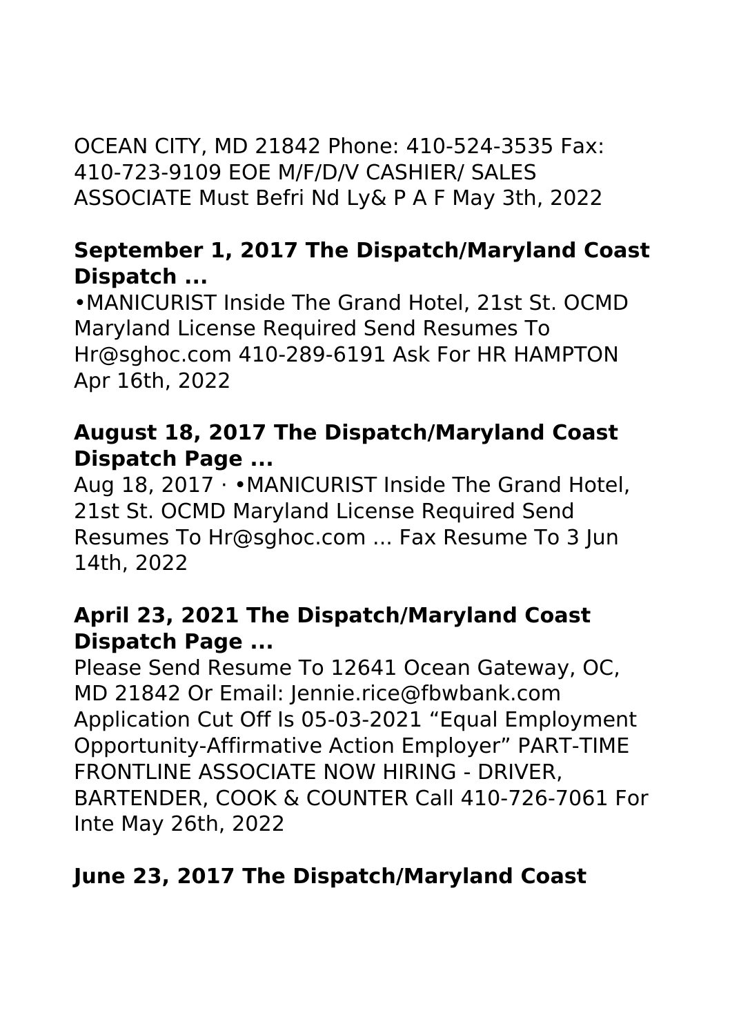OCEAN CITY, MD 21842 Phone: 410-524-3535 Fax: 410-723-9109 EOE M/F/D/V CASHIER/ SALES ASSOCIATE Must Befri Nd Ly& P A F May 3th, 2022

### September 1, 2017 The Dispatch/Maryland Coast Dispatch ...

•MANICURIST Inside The Grand Hotel, 21st St. OCMD Maryland License Required Send Resumes To Hr@sghoc.com 410-289-6191 Ask For HR HAMPTON Apr 16th, 2022

### August 18, 2017 The Dispatch/Maryland Coast Dispatch Page ...

Aug 18, 2017 · •MANICURIST Inside The Grand Hotel, 21st St. OCMD Maryland License Required Send Resumes To Hr@sghoc.com ... Fax Resume To 3 Jun 14th, 2022

### April 23, 2021 The Dispatch/Maryland Coast Dispatch Page ...

Please Send Resume To 12641 Ocean Gateway, OC, MD 21842 Or Email: Jennie.rice@fbwbank.com Application Cut Off Is 05-03-2021 “Equal Employment Opportunity-Affirmative Action Employer” PART-TIME FRONTLINE ASSOCIATE NOW HIRING - DRIVER, BARTENDER, COOK & COUNTER Call 410-726-7061 For Inte May 26th, 2022

### June 23, 2017 The Dispatch/Maryland Coast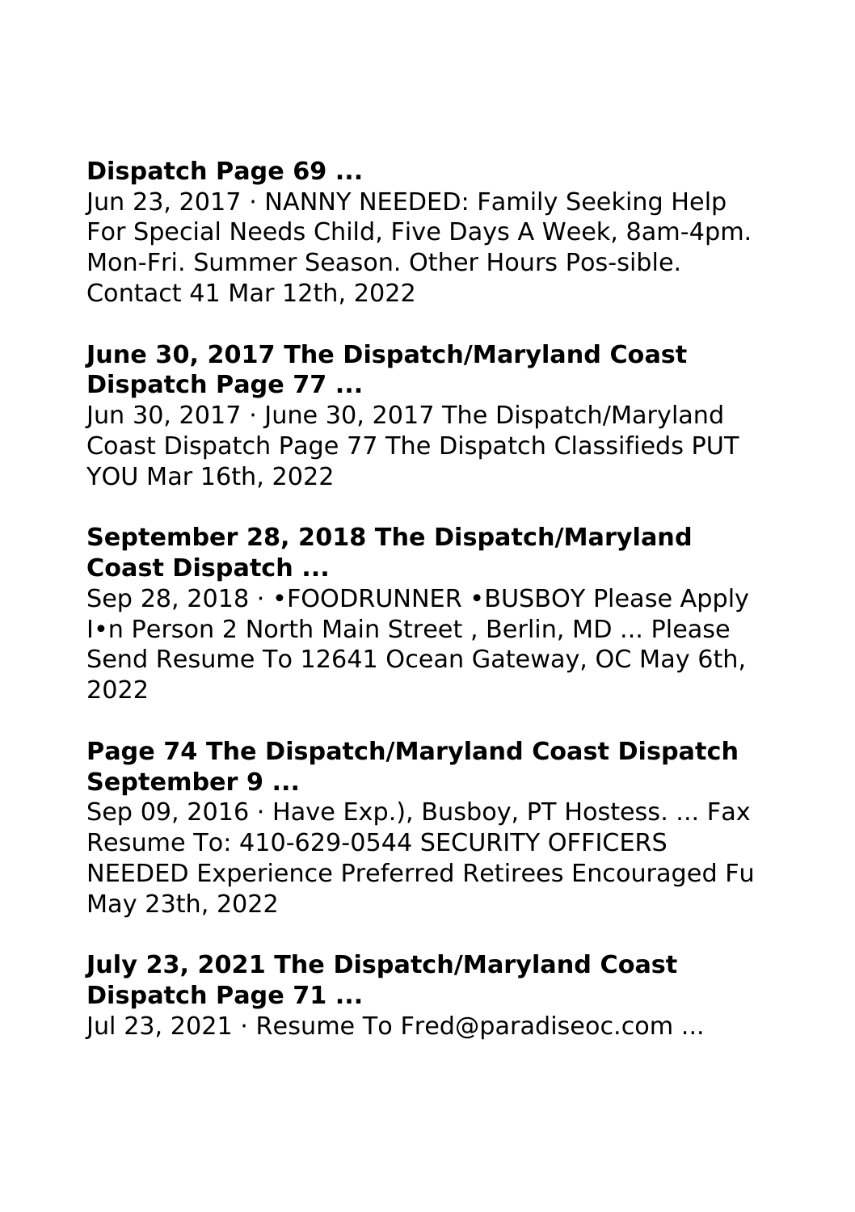### Dispatch Page 69 ...

Jun 23, 2017 · NANNY NEEDED: Family Seeking Help For Special Needs Child, Five Days A Week, 8am-4pm. Mon-Fri. Summer Season. Other Hours Pos-sible. Contact 41 Mar 12th, 2022

### June 30, 2017 The Dispatch/Maryland Coast Dispatch Page 77 ...

Jun 30, 2017 · June 30, 2017 The Dispatch/Maryland Coast Dispatch Page 77 The Dispatch Classifieds PUT YOU Mar 16th, 2022

### September 28, 2018 The Dispatch/Maryland Coast Dispatch ...

Sep 28, 2018 · •FOODRUNNER •BUSBOY Please Apply I•n Person 2 North Main Street , Berlin, MD ... Please Send Resume To 12641 Ocean Gateway, OC May 6th, 2022

### Page 74 The Dispatch/Maryland Coast Dispatch September 9 ...

Sep 09, 2016 · Have Exp.), Busboy, PT Hostess. ... Fax Resume To: 410-629-0544 SECURITY OFFICERS NEEDED Experience Preferred Retirees Encouraged Fu May 23th, 2022

### July 23, 2021 The Dispatch/Maryland Coast Dispatch Page 71 ...

Jul 23, 2021 · Resume To Fred@paradiseoc.com ...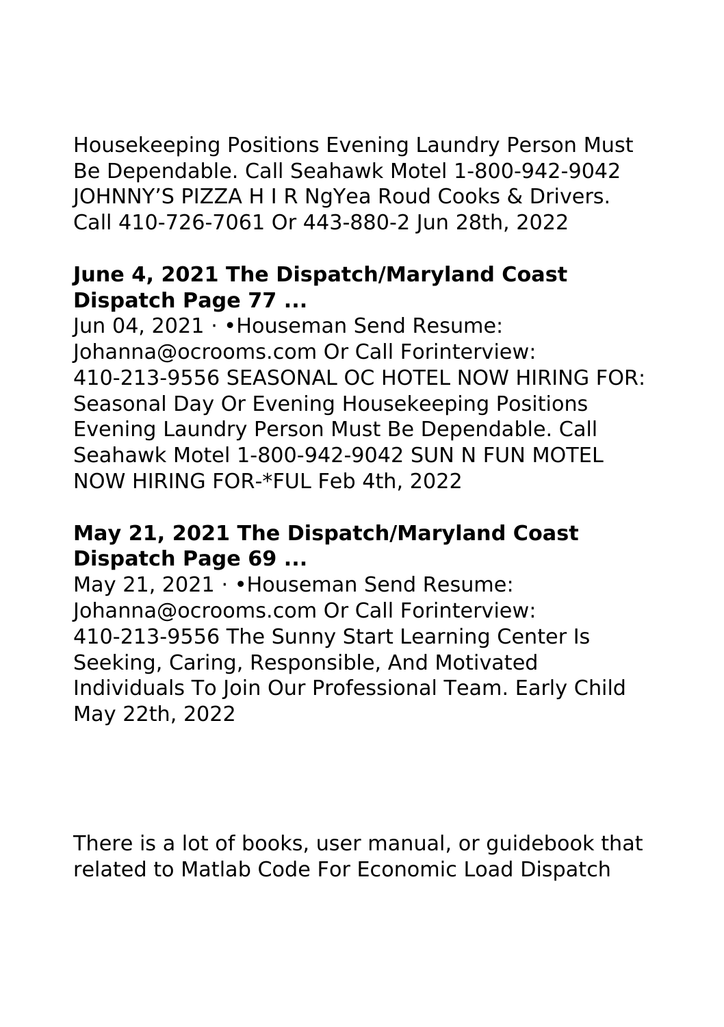Housekeeping Positions Evening Laundry Person Must Be Dependable. Call Seahawk Motel 1-800-942-9042 JOHNNY'S PIZZA H I R NgYea Roud Cooks & Drivers. Call 410-726-7061 Or 443-880-2 Jun 28th, 2022

### June 4, 2021 The Dispatch/Maryland Coast Dispatch Page 77 ...

Jun 04, 2021 · •Houseman Send Resume: Johanna@ocrooms.com Or Call Forinterview: 410-213-9556 SEASONAL OC HOTEL NOW HIRING FOR: Seasonal Day Or Evening Housekeeping Positions Evening Laundry Person Must Be Dependable. Call Seahawk Motel 1-800-942-9042 SUN N FUN MOTEL NOW HIRING FOR-*FUL Feb 4th, 2022

### May 21, 2021 The Dispatch/Maryland Coast Dispatch Page 69 ...

May 21, 2021 · •Houseman Send Resume: Johanna@ocrooms.com Or Call Forinterview: 410-213-9556 The Sunny Start Learning Center Is Seeking, Caring, Responsible, And Motivated Individuals To Join Our Professional Team. Early Child May 22th, 2022

There is a lot of books, user manual, or guidebook that related to Matlab Code For Economic Load Dispatch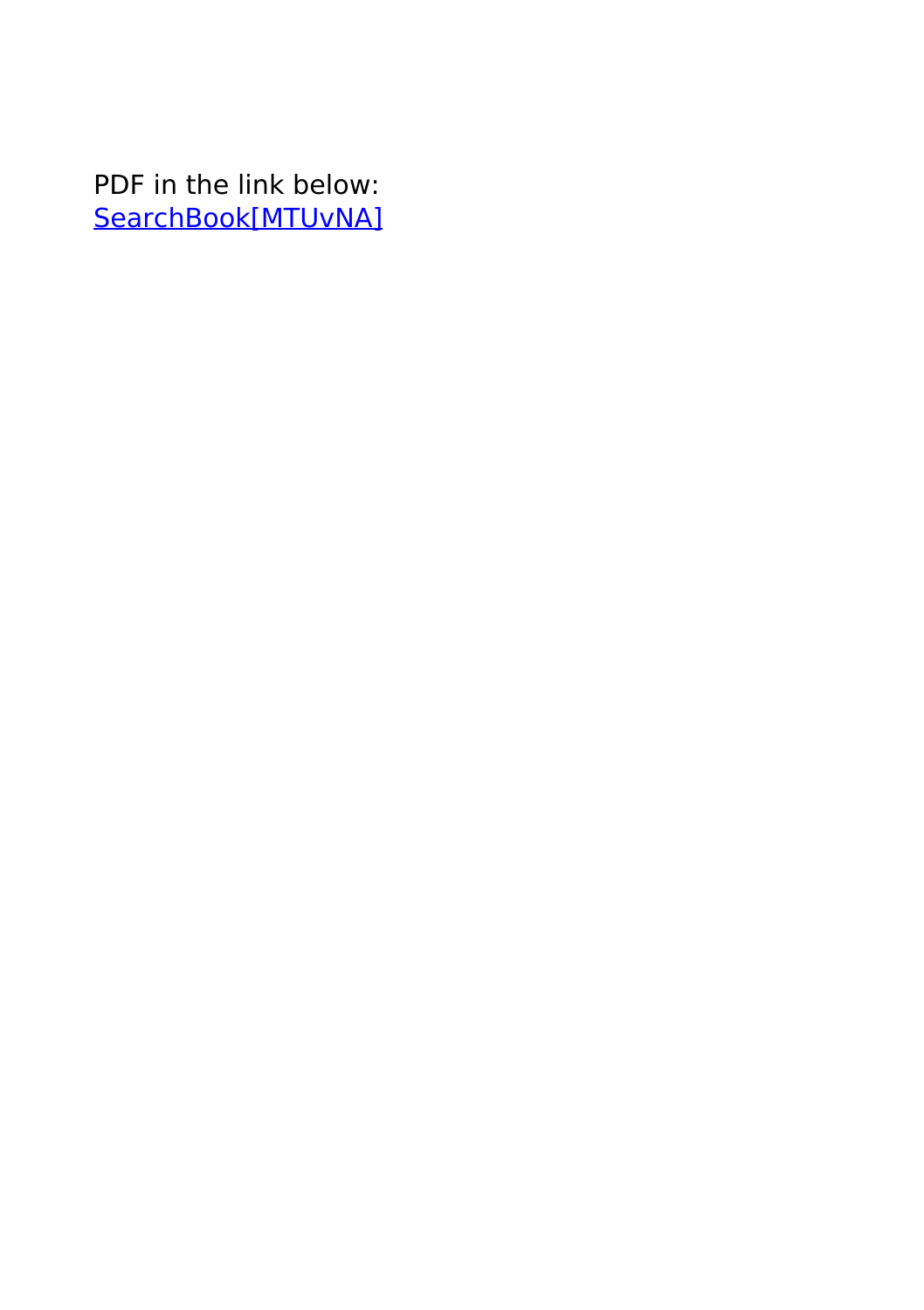PDF in the link below:
[SearchBook[MTUvNA]]